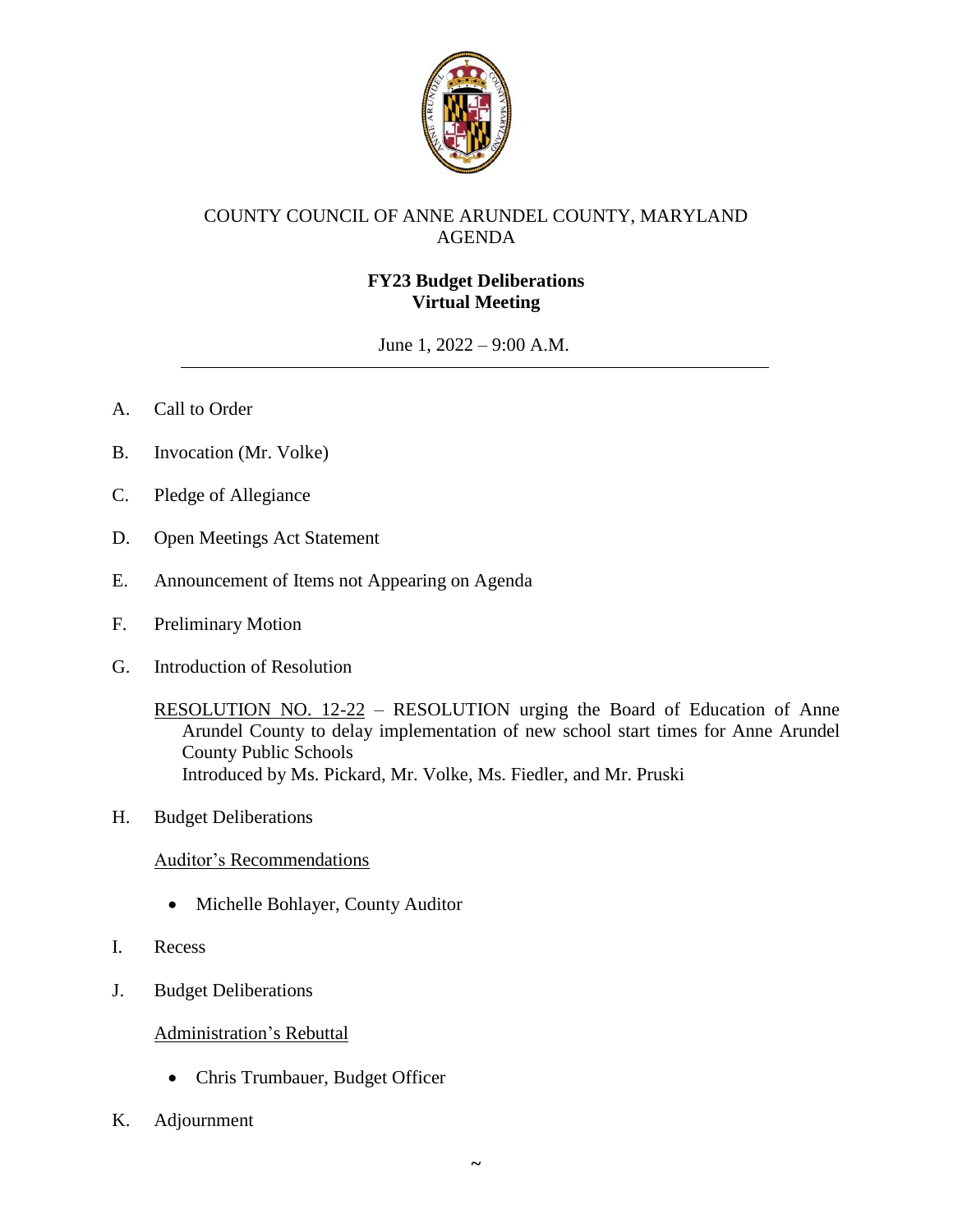COUNTY COUNCIL OF ANNE ARUNDEL COUNTY, MARYLAND
AGENDA

**FY23 Budget Deliberations**
**Virtual Meeting**

June 1, 2022 – 9:00 A.M.

---

A. Call to Order

B. Invocation (Mr. Volke)

C. Pledge of Allegiance

D. Open Meetings Act Statement

E. Announcement of Items not Appearing on Agenda

F. Preliminary Motion

G. Introduction of Resolution

RESOLUTION NO. 12-22 – RESOLUTION urging the Board of Education of Anne Arundel County to delay implementation of new school start times for Anne Arundel County Public Schools
Introduced by Ms. Pickard, Mr. Volke, Ms. Fiedler, and Mr. Pruski

H. Budget Deliberations

Auditor's Recommendations

- Michelle Bohlayer, County Auditor

I. Recess

J. Budget Deliberations

Administration's Rebuttal

- Chris Trumbauer, Budget Officer

K. Adjournment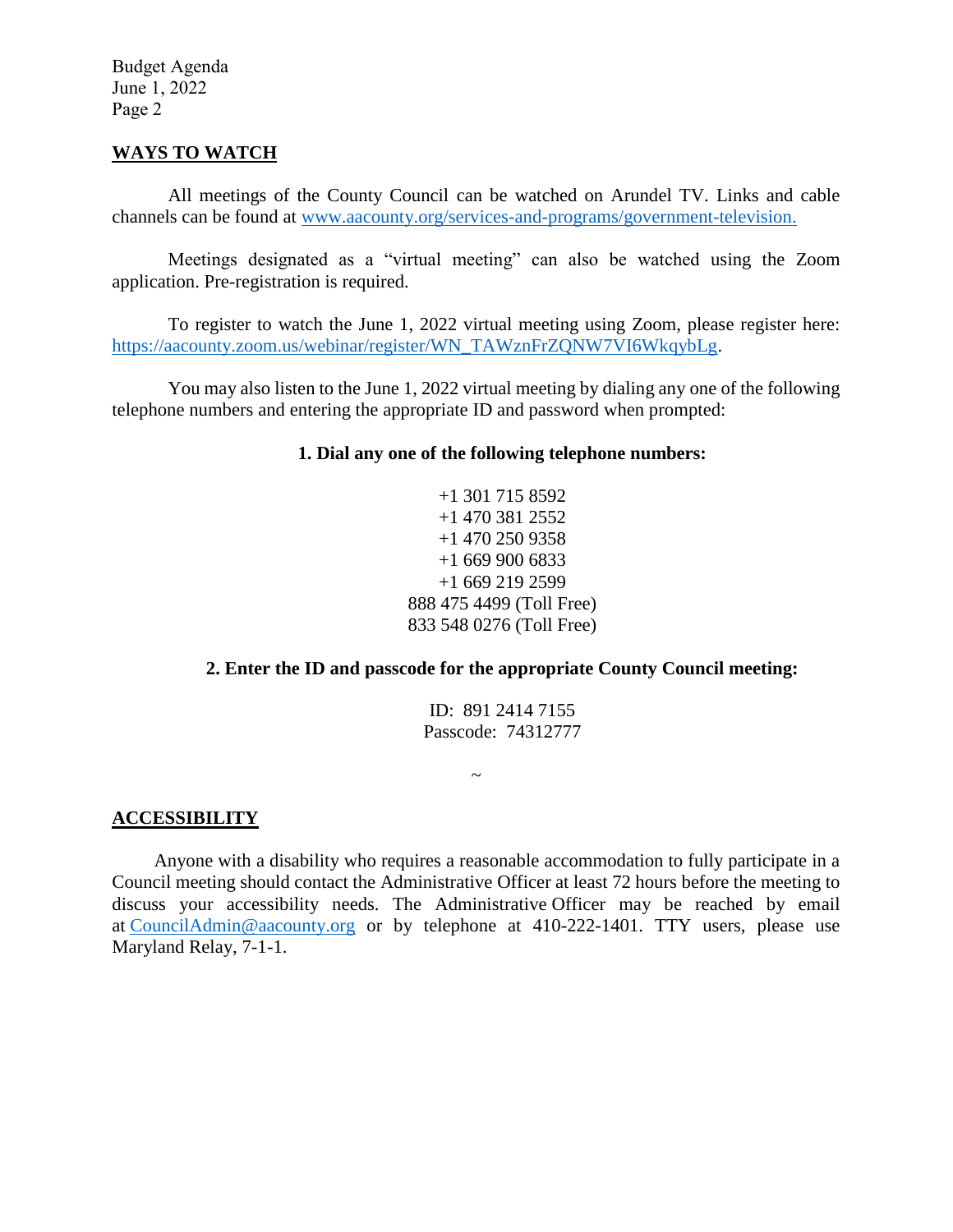## WAYS TO WATCH

All meetings of the County Council can be watched on Arundel TV. Links and cable channels can be found at www.aacounty.org/services-and-programs/government-television.

Meetings designated as a "virtual meeting" can also be watched using the Zoom application. Pre-registration is required.

To register to watch the June 1, 2022 virtual meeting using Zoom, please register here: https://aacounty.zoom.us/webinar/register/WN_TAWznFrZQNW7VI6WkqybLg.

You may also listen to the June 1, 2022 virtual meeting by dialing any one of the following telephone numbers and entering the appropriate ID and password when prompted:

**1. Dial any one of the following telephone numbers:**

+1 301 715 8592
+1 470 381 2552
+1 470 250 9358
+1 669 900 6833
+1 669 219 2599
888 475 4499 (Toll Free)
833 548 0276 (Toll Free)

**2. Enter the ID and passcode for the appropriate County Council meeting:**

ID: 891 2414 7155
Passcode: 74312777

~

## ACCESSIBILITY

Anyone with a disability who requires a reasonable accommodation to fully participate in a Council meeting should contact the Administrative Officer at least 72 hours before the meeting to discuss your accessibility needs. The Administrative Officer may be reached by email at CouncilAdmin@aacounty.org or by telephone at 410-222-1401. TTY users, please use Maryland Relay, 7-1-1.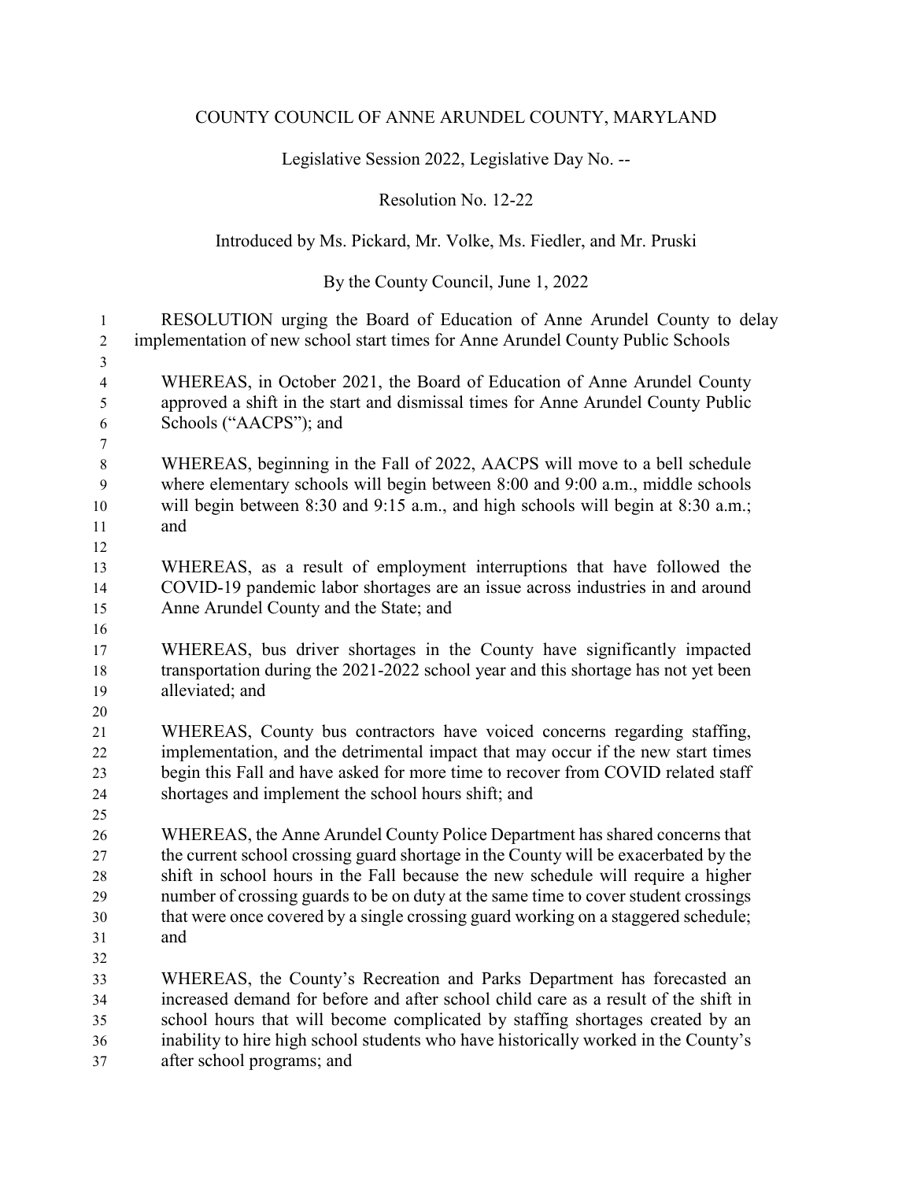COUNTY COUNCIL OF ANNE ARUNDEL COUNTY, MARYLAND

Legislative Session 2022, Legislative Day No. --

Resolution No. 12-22

Introduced by Ms. Pickard, Mr. Volke, Ms. Fiedler, and Mr. Pruski

By the County Council, June 1, 2022

RESOLUTION urging the Board of Education of Anne Arundel County to delay implementation of new school start times for Anne Arundel County Public Schools

WHEREAS, in October 2021, the Board of Education of Anne Arundel County approved a shift in the start and dismissal times for Anne Arundel County Public Schools ("AACPS"); and

WHEREAS, beginning in the Fall of 2022, AACPS will move to a bell schedule where elementary schools will begin between 8:00 and 9:00 a.m., middle schools will begin between 8:30 and 9:15 a.m., and high schools will begin at 8:30 a.m.; and

WHEREAS, as a result of employment interruptions that have followed the COVID-19 pandemic labor shortages are an issue across industries in and around Anne Arundel County and the State; and

WHEREAS, bus driver shortages in the County have significantly impacted transportation during the 2021-2022 school year and this shortage has not yet been alleviated; and

WHEREAS, County bus contractors have voiced concerns regarding staffing, implementation, and the detrimental impact that may occur if the new start times begin this Fall and have asked for more time to recover from COVID related staff shortages and implement the school hours shift; and

WHEREAS, the Anne Arundel County Police Department has shared concerns that the current school crossing guard shortage in the County will be exacerbated by the shift in school hours in the Fall because the new schedule will require a higher number of crossing guards to be on duty at the same time to cover student crossings that were once covered by a single crossing guard working on a staggered schedule; and

WHEREAS, the County's Recreation and Parks Department has forecasted an increased demand for before and after school child care as a result of the shift in school hours that will become complicated by staffing shortages created by an inability to hire high school students who have historically worked in the County's after school programs; and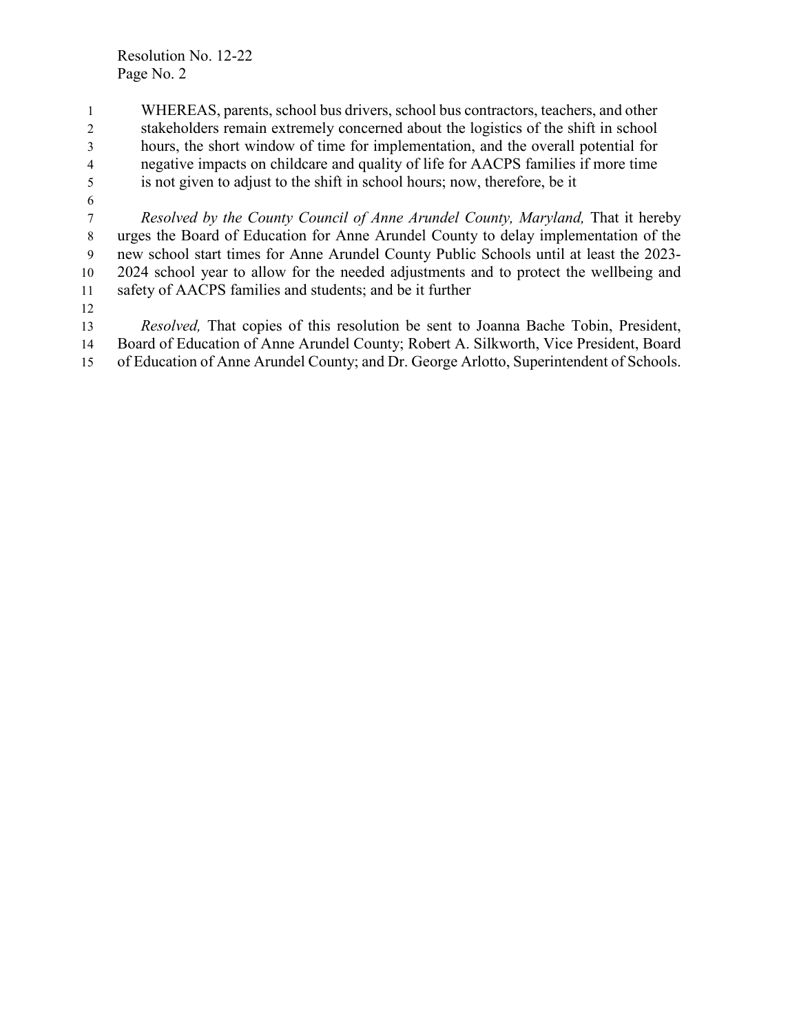WHEREAS, parents, school bus drivers, school bus contractors, teachers, and other stakeholders remain extremely concerned about the logistics of the shift in school hours, the short window of time for implementation, and the overall potential for negative impacts on childcare and quality of life for AACPS families if more time is not given to adjust to the shift in school hours; now, therefore, be it

*Resolved by the County Council of Anne Arundel County, Maryland,* That it hereby urges the Board of Education for Anne Arundel County to delay implementation of the new school start times for Anne Arundel County Public Schools until at least the 2023-2024 school year to allow for the needed adjustments and to protect the wellbeing and safety of AACPS families and students; and be it further

*Resolved,* That copies of this resolution be sent to Joanna Bache Tobin, President, Board of Education of Anne Arundel County; Robert A. Silkworth, Vice President, Board of Education of Anne Arundel County; and Dr. George Arlotto, Superintendent of Schools.